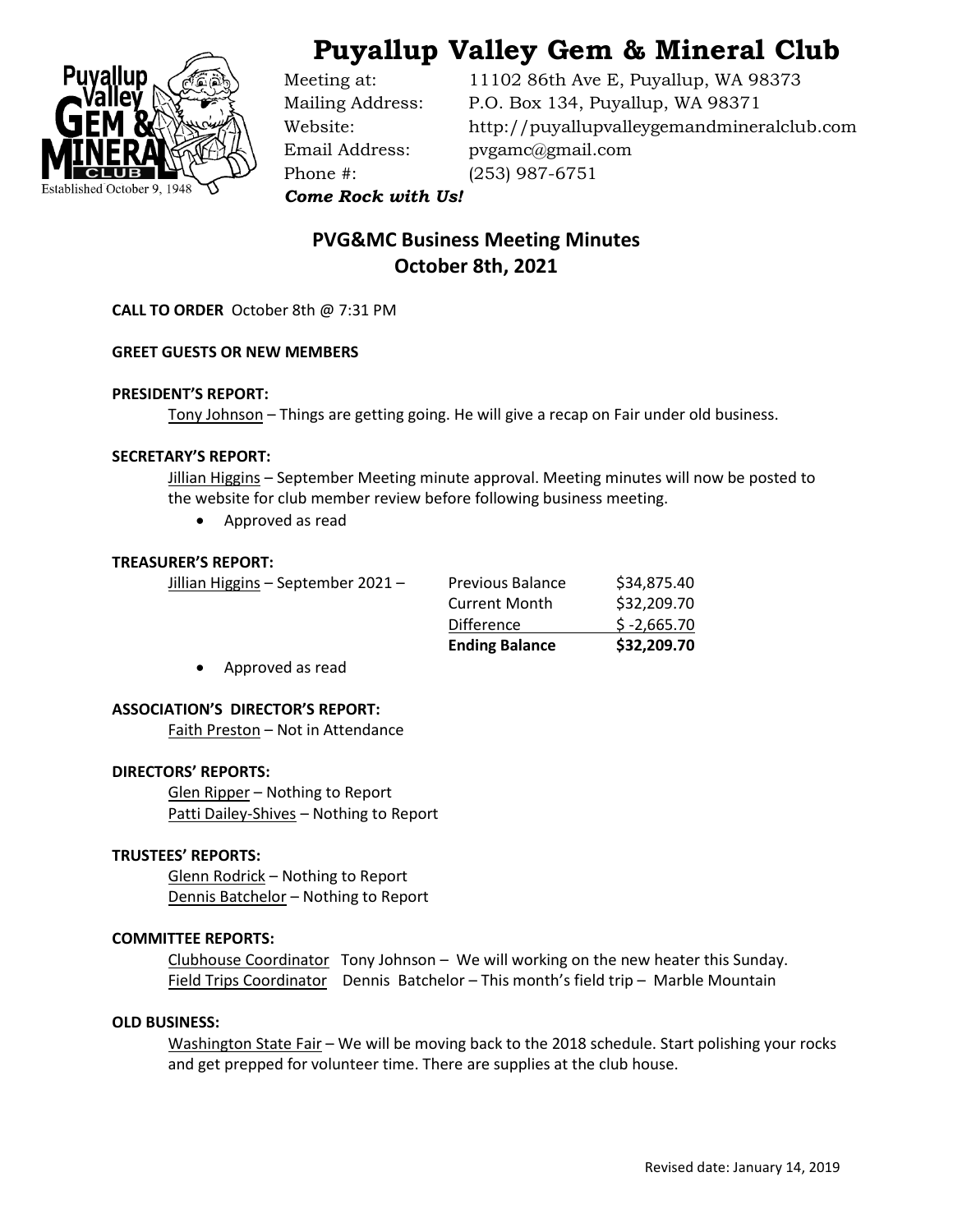# Puyallup Valley Gem & Mineral Club

Meeting at: 11102 86th Ave E, Puyallup, WA 98373
Mailing Address: P.O. Box 134, Puyallup, WA 98371
Website: http://puyallupvalleygemandmineralclub.com
Email Address: pvgamc@gmail.com
Phone #: (253) 987-6751

***Come Rock with Us!***

## PVG&MC Business Meeting Minutes
## October 8th, 2021

**CALL TO ORDER** October 8th @ 7:31 PM

**GREET GUESTS OR NEW MEMBERS**

**PRESIDENT'S REPORT:**

Tony Johnson – Things are getting going. He will give a recap on Fair under old business.

**SECRETARY'S REPORT:**

Jillian Higgins – September Meeting minute approval. Meeting minutes will now be posted to the website for club member review before following business meeting.

- Approved as read

**TREASURER'S REPORT:**

Jillian Higgins – September 2021 –

| | |
|---|---|
| Previous Balance | $34,875.40 |
| Current Month | $32,209.70 |
| Difference | $ -2,665.70 |
| **Ending Balance** | **$32,209.70** |

- Approved as read

**ASSOCIATION'S DIRECTOR'S REPORT:**

Faith Preston – Not in Attendance

**DIRECTORS' REPORTS:**

Glen Ripper – Nothing to Report
Patti Dailey-Shives – Nothing to Report

**TRUSTEES' REPORTS:**

Glenn Rodrick – Nothing to Report
Dennis Batchelor – Nothing to Report

**COMMITTEE REPORTS:**

Clubhouse Coordinator Tony Johnson – We will working on the new heater this Sunday.
Field Trips Coordinator Dennis Batchelor – This month's field trip – Marble Mountain

**OLD BUSINESS:**

Washington State Fair – We will be moving back to the 2018 schedule. Start polishing your rocks and get prepped for volunteer time. There are supplies at the club house.

Revised date: January 14, 2019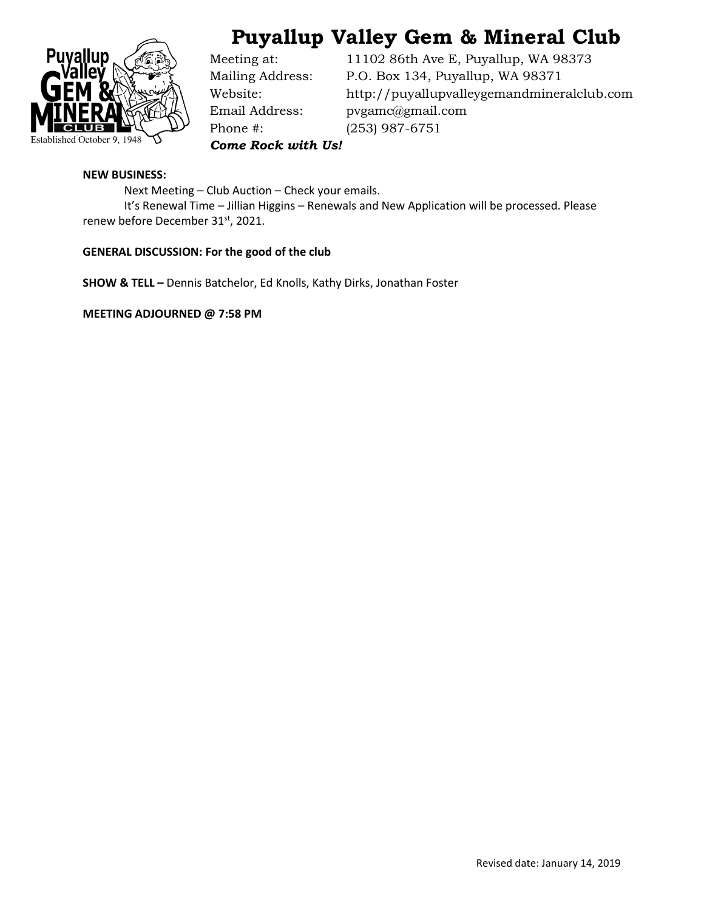# Puyallup Valley Gem & Mineral Club

Meeting at: 11102 86th Ave E, Puyallup, WA 98373
Mailing Address: P.O. Box 134, Puyallup, WA 98371
Website: http://puyallupvalleygemandmineralclub.com
Email Address: pvgamc@gmail.com
Phone #: (253) 987-6751

***Come Rock with Us!***

**NEW BUSINESS:**

Next Meeting – Club Auction – Check your emails.

It's Renewal Time – Jillian Higgins – Renewals and New Application will be processed. Please renew before December 31st, 2021.

**GENERAL DISCUSSION: For the good of the club**

**SHOW & TELL –** Dennis Batchelor, Ed Knolls, Kathy Dirks, Jonathan Foster

**MEETING ADJOURNED @ 7:58 PM**

Revised date: January 14, 2019